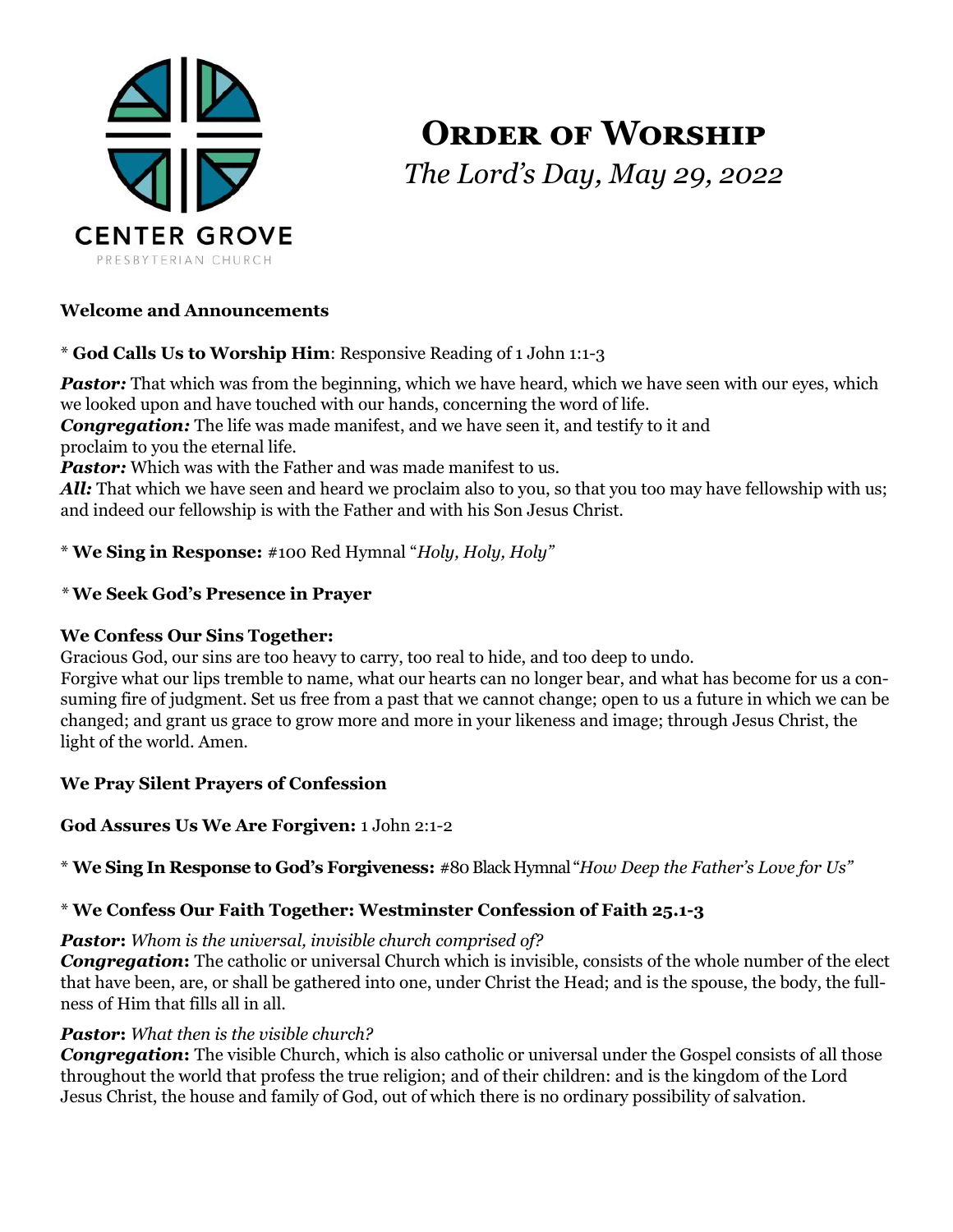CENTER GROVE
PRESBYTERIAN CHURCH

# Order of Worship

*The Lord's Day, May 29, 2022*

**Welcome and Announcements**

\* **God Calls Us to Worship Him**: Responsive Reading of 1 John 1:1-3

***Pastor:*** That which was from the beginning, which we have heard, which we have seen with our eyes, which we looked upon and have touched with our hands, concerning the word of life.
***Congregation:*** The life was made manifest, and we have seen it, and testify to it and proclaim to you the eternal life.
***Pastor:*** Which was with the Father and was made manifest to us.
***All:*** That which we have seen and heard we proclaim also to you, so that you too may have fellowship with us; and indeed our fellowship is with the Father and with his Son Jesus Christ.

\* **We Sing in Response:** #100 Red Hymnal "*Holy, Holy, Holy*"

\* **We Seek God's Presence in Prayer**

**We Confess Our Sins Together:**
Gracious God, our sins are too heavy to carry, too real to hide, and too deep to undo.
Forgive what our lips tremble to name, what our hearts can no longer bear, and what has become for us a consuming fire of judgment. Set us free from a past that we cannot change; open to us a future in which we can be changed; and grant us grace to grow more and more in your likeness and image; through Jesus Christ, the light of the world. Amen.

**We Pray Silent Prayers of Confession**

**God Assures Us We Are Forgiven:** 1 John 2:1-2

\* **We Sing In Response to God's Forgiveness:** #80 Black Hymnal "*How Deep the Father's Love for Us*"

\* **We Confess Our Faith Together: Westminster Confession of Faith 25.1-3**

***Pastor*:** *Whom is the universal, invisible church comprised of?*
***Congregation*:** The catholic or universal Church which is invisible, consists of the whole number of the elect that have been, are, or shall be gathered into one, under Christ the Head; and is the spouse, the body, the fullness of Him that fills all in all.

***Pastor*:** *What then is the visible church?*
***Congregation*:** The visible Church, which is also catholic or universal under the Gospel consists of all those throughout the world that profess the true religion; and of their children: and is the kingdom of the Lord Jesus Christ, the house and family of God, out of which there is no ordinary possibility of salvation.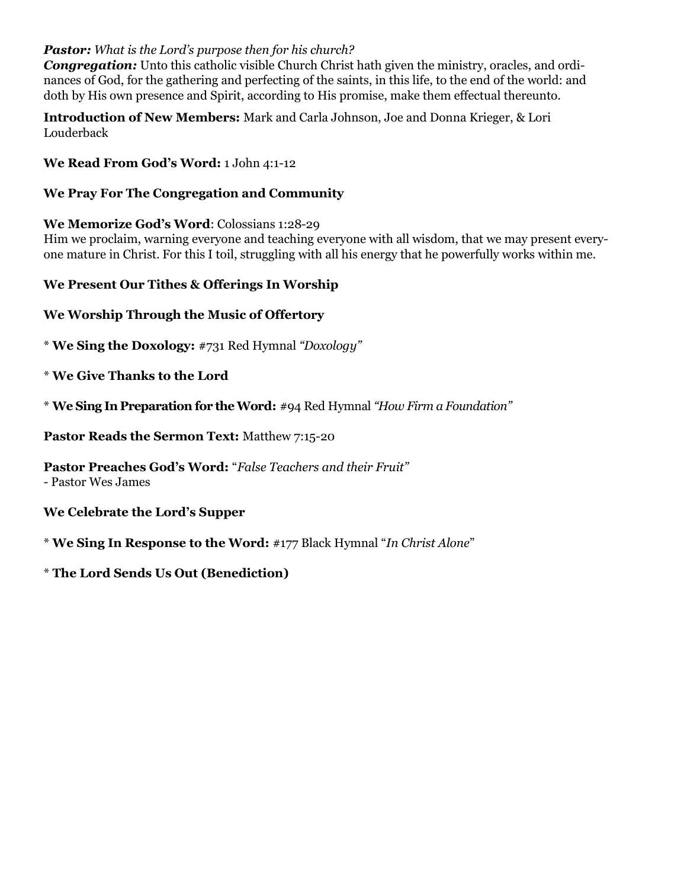***Pastor:*** *What is the Lord's purpose then for his church?*
***Congregation:*** Unto this catholic visible Church Christ hath given the ministry, oracles, and ordinances of God, for the gathering and perfecting of the saints, in this life, to the end of the world: and doth by His own presence and Spirit, according to His promise, make them effectual thereunto.

**Introduction of New Members:** Mark and Carla Johnson, Joe and Donna Krieger, & Lori Louderback

**We Read From God's Word:** 1 John 4:1-12

**We Pray For The Congregation and Community**

**We Memorize God's Word**: Colossians 1:28-29
Him we proclaim, warning everyone and teaching everyone with all wisdom, that we may present everyone mature in Christ. For this I toil, struggling with all his energy that he powerfully works within me.

**We Present Our Tithes & Offerings In Worship**

**We Worship Through the Music of Offertory**

\* **We Sing the Doxology:** #731 Red Hymnal *"Doxology"*

\* **We Give Thanks to the Lord**

\* **We Sing In Preparation for the Word:** #94 Red Hymnal *"How Firm a Foundation"*

**Pastor Reads the Sermon Text:** Matthew 7:15-20

**Pastor Preaches God's Word:** "*False Teachers and their Fruit"*
\- Pastor Wes James

**We Celebrate the Lord's Supper**

\* **We Sing In Response to the Word:** #177 Black Hymnal "*In Christ Alone*"

\* **The Lord Sends Us Out (Benediction)**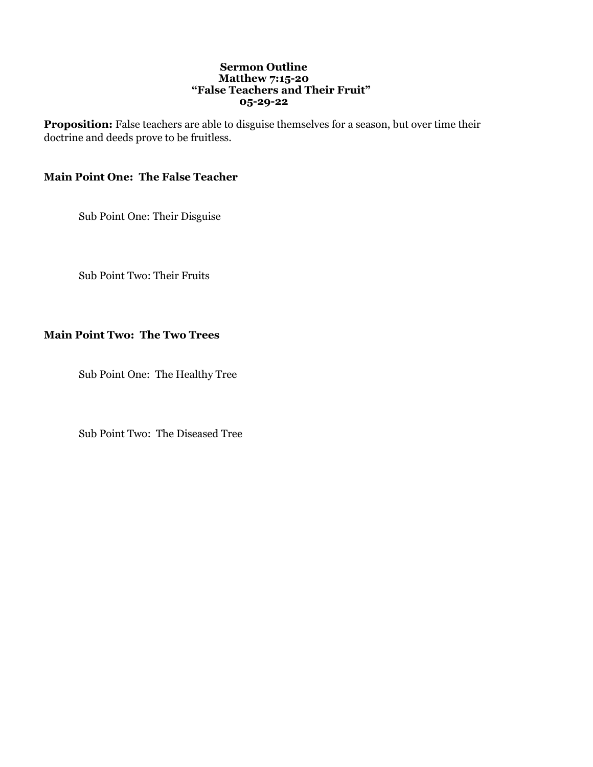**Sermon Outline**
**Matthew 7:15-20**
**"False Teachers and Their Fruit"**
**05-29-22**

**Proposition:** False teachers are able to disguise themselves for a season, but over time their doctrine and deeds prove to be fruitless.

**Main Point One: The False Teacher**

Sub Point One: Their Disguise

Sub Point Two: Their Fruits

**Main Point Two: The Two Trees**

Sub Point One: The Healthy Tree

Sub Point Two: The Diseased Tree